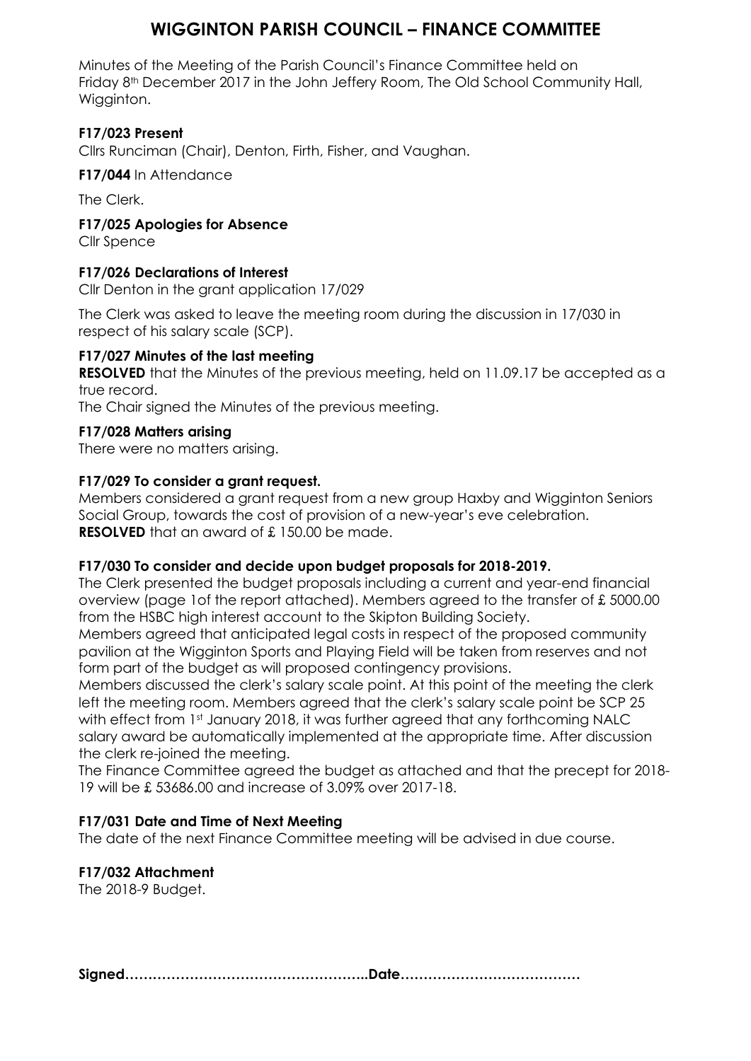# WIGGINTON PARISH COUNCIL – FINANCE COMMITTEE

Minutes of the Meeting of the Parish Council's Finance Committee held on Friday 8th December 2017 in the John Jeffery Room, The Old School Community Hall, Wigginton.

**F17/023 Present**

Cllrs Runciman (Chair), Denton, Firth, Fisher, and Vaughan.

**F17/044** In Attendance

The Clerk.

**F17/025 Apologies for Absence**

Cllr Spence

**F17/026 Declarations of Interest**

Cllr Denton in the grant application 17/029

The Clerk was asked to leave the meeting room during the discussion in 17/030 in respect of his salary scale (SCP).

**F17/027 Minutes of the last meeting**

**RESOLVED** that the Minutes of the previous meeting, held on 11.09.17 be accepted as a true record.

The Chair signed the Minutes of the previous meeting.

**F17/028 Matters arising**

There were no matters arising.

**F17/029 To consider a grant request.**

Members considered a grant request from a new group Haxby and Wigginton Seniors Social Group, towards the cost of provision of a new-year's eve celebration.

**RESOLVED** that an award of £ 150.00 be made.

**F17/030 To consider and decide upon budget proposals for 2018-2019.**

The Clerk presented the budget proposals including a current and year-end financial overview (page 1of the report attached). Members agreed to the transfer of £ 5000.00 from the HSBC high interest account to the Skipton Building Society.

Members agreed that anticipated legal costs in respect of the proposed community pavilion at the Wigginton Sports and Playing Field will be taken from reserves and not form part of the budget as will proposed contingency provisions.

Members discussed the clerk's salary scale point. At this point of the meeting the clerk left the meeting room. Members agreed that the clerk's salary scale point be SCP 25 with effect from 1st January 2018, it was further agreed that any forthcoming NALC salary award be automatically implemented at the appropriate time. After discussion the clerk re-joined the meeting.

The Finance Committee agreed the budget as attached and that the precept for 2018-19 will be £ 53686.00 and increase of 3.09% over 2017-18.

**F17/031 Date and Time of Next Meeting**

The date of the next Finance Committee meeting will be advised in due course.

**F17/032 Attachment**

The 2018-9 Budget.

**Signed……………………………………………..Date…………………………………**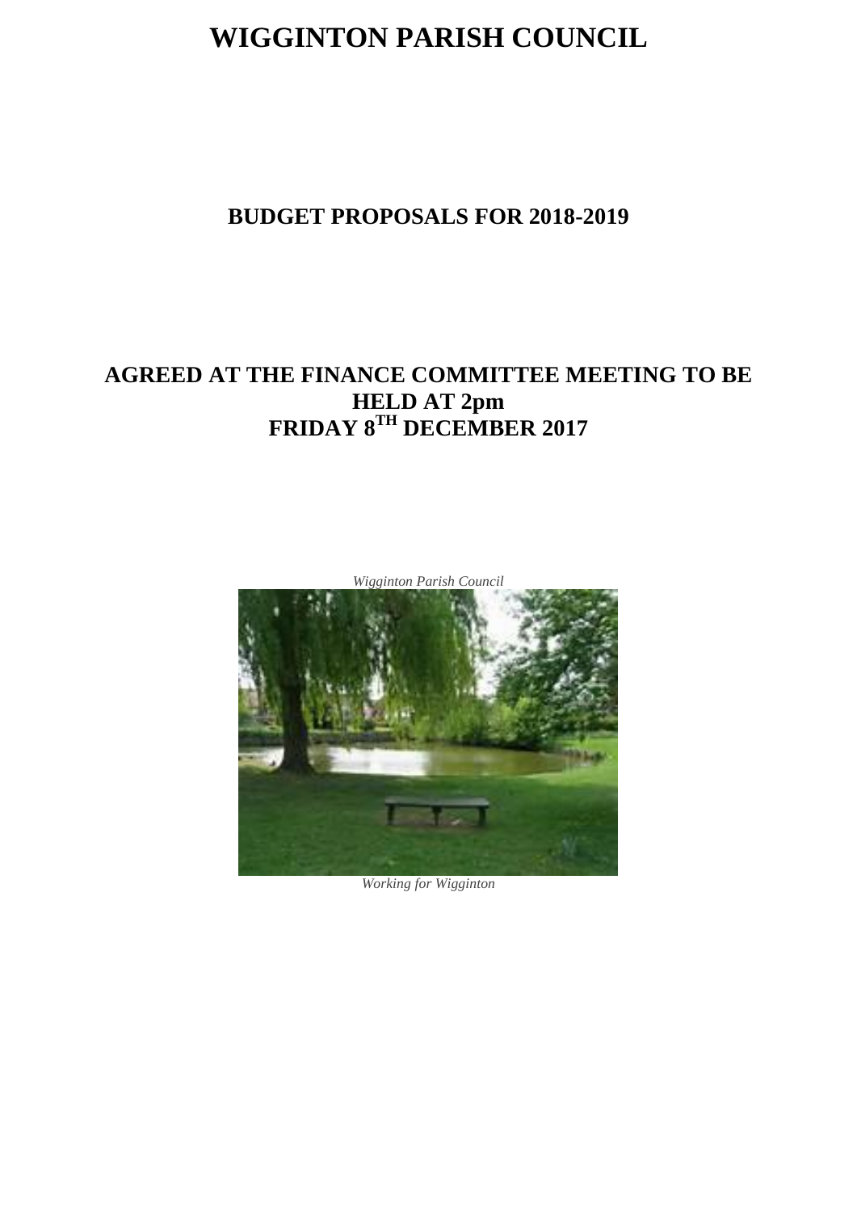# WIGGINTON PARISH COUNCIL

## BUDGET PROPOSALS FOR 2018-2019

## AGREED AT THE FINANCE COMMITTEE MEETING TO BE HELD AT 2pm FRIDAY 8TH DECEMBER 2017

*Wigginton Parish Council*

*Working for Wigginton*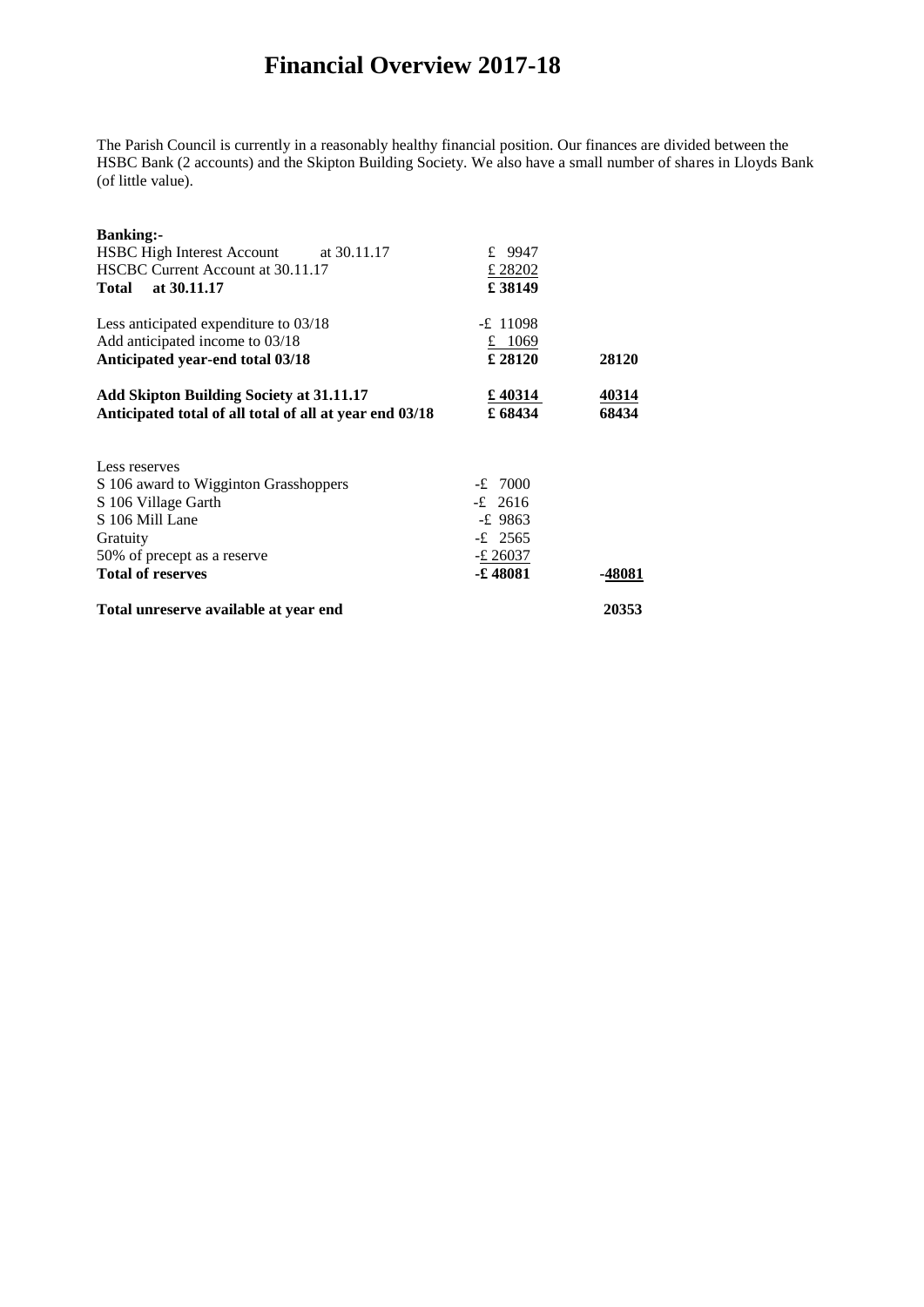# Financial Overview 2017-18

The Parish Council is currently in a reasonably healthy financial position. Our finances are divided between the HSBC Bank (2 accounts) and the Skipton Building Society. We also have a small number of shares in Lloyds Bank (of little value).

| **Banking:-** | | |
|---|---|---|
| HSBC High Interest Account at 30.11.17 | £ 9947 | |
| HSCBC Current Account at 30.11.17 | £ 28202 | |
| **Total at 30.11.17** | **£ 38149** | |
| | | |
| Less anticipated expenditure to 03/18 | -£ 11098 | |
| Add anticipated income to 03/18 | £ 1069 | |
| **Anticipated year-end total 03/18** | **£ 28120** | **28120** |
| | | |
| **Add Skipton Building Society at 31.11.17** | **£ 40314** | **40314** |
| **Anticipated total of all total of all at year end 03/18** | **£ 68434** | **68434** |
| | | |
| Less reserves | | |
| S 106 award to Wigginton Grasshoppers | -£ 7000 | |
| S 106 Village Garth | -£ 2616 | |
| S 106 Mill Lane | -£ 9863 | |
| Gratuity | -£ 2565 | |
| 50% of precept as a reserve | -£ 26037 | |
| **Total of reserves** | **-£ 48081** | **-48081** |
| | | |
| **Total unreserve available at year end** | | **20353** |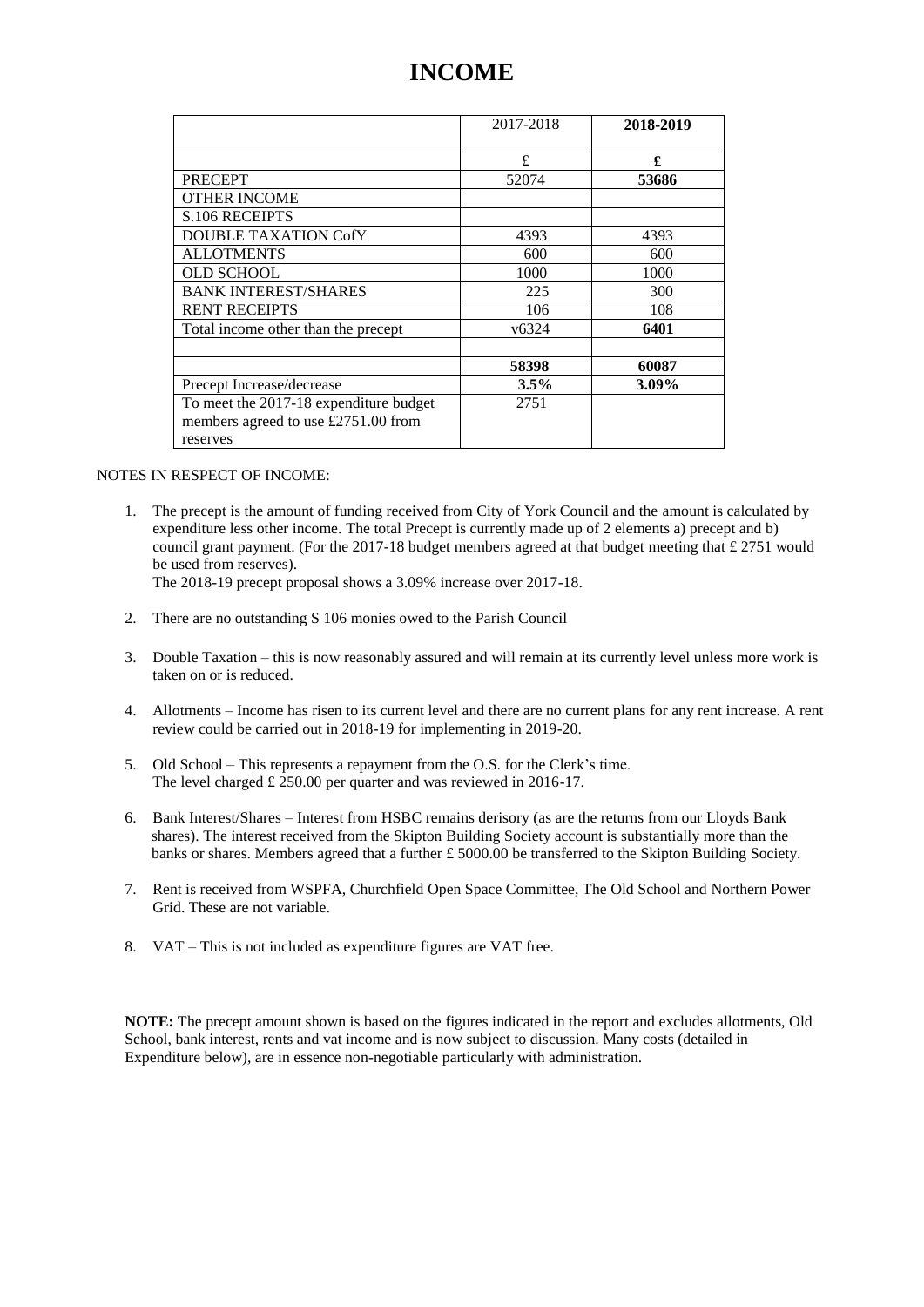# INCOME

| | 2017-2018 | **2018-2019** |
|---|---|---|
| | £ | **£** |
| PRECEPT | 52074 | **53686** |
| OTHER INCOME | | |
| S.106 RECEIPTS | | |
| DOUBLE TAXATION CofY | 4393 | 4393 |
| ALLOTMENTS | 600 | 600 |
| OLD SCHOOL | 1000 | 1000 |
| BANK INTEREST/SHARES | 225 | 300 |
| RENT RECEIPTS | 106 | 108 |
| Total income other than the precept | v6324 | **6401** |
| | | |
| | **58398** | **60087** |
| Precept Increase/decrease | **3.5%** | **3.09%** |
| To meet the 2017-18 expenditure budget members agreed to use £2751.00 from reserves | 2751 | |

NOTES IN RESPECT OF INCOME:

1. The precept is the amount of funding received from City of York Council and the amount is calculated by expenditure less other income. The total Precept is currently made up of 2 elements a) precept and b) council grant payment. (For the 2017-18 budget members agreed at that budget meeting that £ 2751 would be used from reserves).
   The 2018-19 precept proposal shows a 3.09% increase over 2017-18.

2. There are no outstanding S 106 monies owed to the Parish Council

3. Double Taxation – this is now reasonably assured and will remain at its currently level unless more work is taken on or is reduced.

4. Allotments – Income has risen to its current level and there are no current plans for any rent increase. A rent review could be carried out in 2018-19 for implementing in 2019-20.

5. Old School – This represents a repayment from the O.S. for the Clerk's time.
   The level charged £ 250.00 per quarter and was reviewed in 2016-17.

6. Bank Interest/Shares – Interest from HSBC remains derisory (as are the returns from our Lloyds Bank shares). The interest received from the Skipton Building Society account is substantially more than the banks or shares. Members agreed that a further £ 5000.00 be transferred to the Skipton Building Society.

7. Rent is received from WSPFA, Churchfield Open Space Committee, The Old School and Northern Power Grid. These are not variable.

8. VAT – This is not included as expenditure figures are VAT free.

**NOTE:** The precept amount shown is based on the figures indicated in the report and excludes allotments, Old School, bank interest, rents and vat income and is now subject to discussion. Many costs (detailed in Expenditure below), are in essence non-negotiable particularly with administration.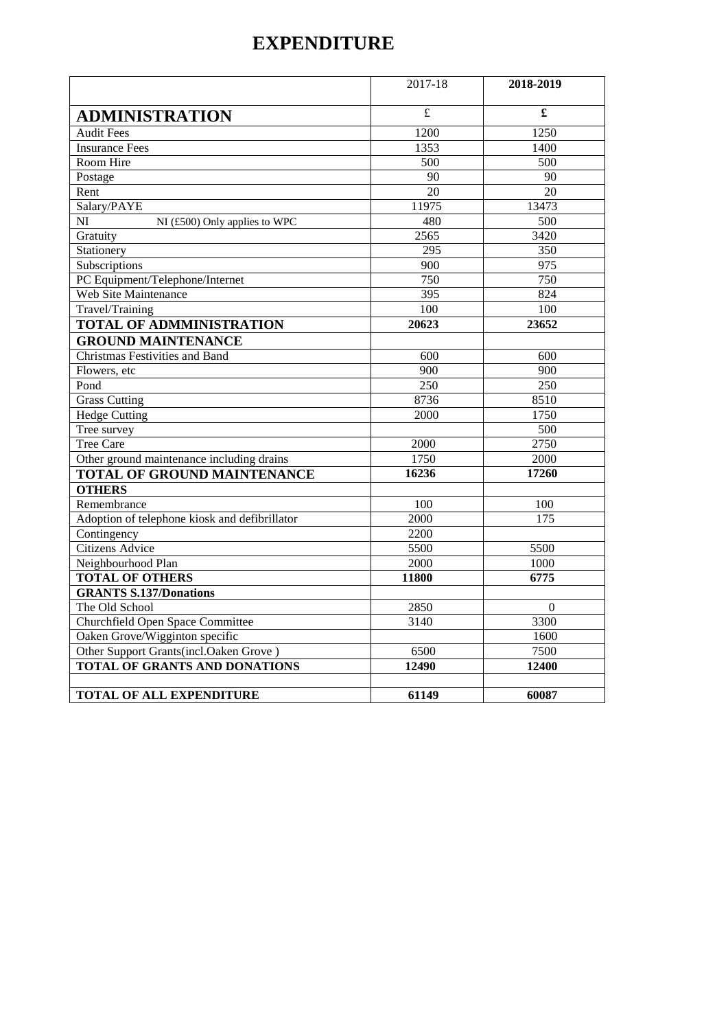# EXPENDITURE

| | 2017-18 | **2018-2019** |
|---|---|---|
| **ADMINISTRATION** | £ | **£** |
| Audit Fees | 1200 | 1250 |
| Insurance Fees | 1353 | 1400 |
| Room Hire | 500 | 500 |
| Postage | 90 | 90 |
| Rent | 20 | 20 |
| Salary/PAYE | 11975 | 13473 |
| NI    NI (£500) Only applies to WPC | 480 | 500 |
| Gratuity | 2565 | 3420 |
| Stationery | 295 | 350 |
| Subscriptions | 900 | 975 |
| PC Equipment/Telephone/Internet | 750 | 750 |
| Web Site Maintenance | 395 | 824 |
| Travel/Training | 100 | 100 |
| **TOTAL OF ADMMINISTRATION** | **20623** | **23652** |
| **GROUND MAINTENANCE** | | |
| Christmas Festivities and Band | 600 | 600 |
| Flowers, etc | 900 | 900 |
| Pond | 250 | 250 |
| Grass Cutting | 8736 | 8510 |
| Hedge Cutting | 2000 | 1750 |
| Tree survey | | 500 |
| Tree Care | 2000 | 2750 |
| Other ground maintenance including drains | 1750 | 2000 |
| **TOTAL OF GROUND MAINTENANCE** | **16236** | **17260** |
| **OTHERS** | | |
| Remembrance | 100 | 100 |
| Adoption of telephone kiosk and defibrillator | 2000 | 175 |
| Contingency | 2200 | |
| Citizens Advice | 5500 | 5500 |
| Neighbourhood Plan | 2000 | 1000 |
| **TOTAL OF OTHERS** | **11800** | **6775** |
| **GRANTS S.137/Donations** | | |
| The Old School | 2850 | 0 |
| Churchfield Open Space Committee | 3140 | 3300 |
| Oaken Grove/Wigginton specific | | 1600 |
| Other Support Grants(incl.Oaken Grove ) | 6500 | 7500 |
| **TOTAL OF GRANTS AND DONATIONS** | **12490** | **12400** |
| | | |
| **TOTAL OF ALL EXPENDITURE** | **61149** | **60087** |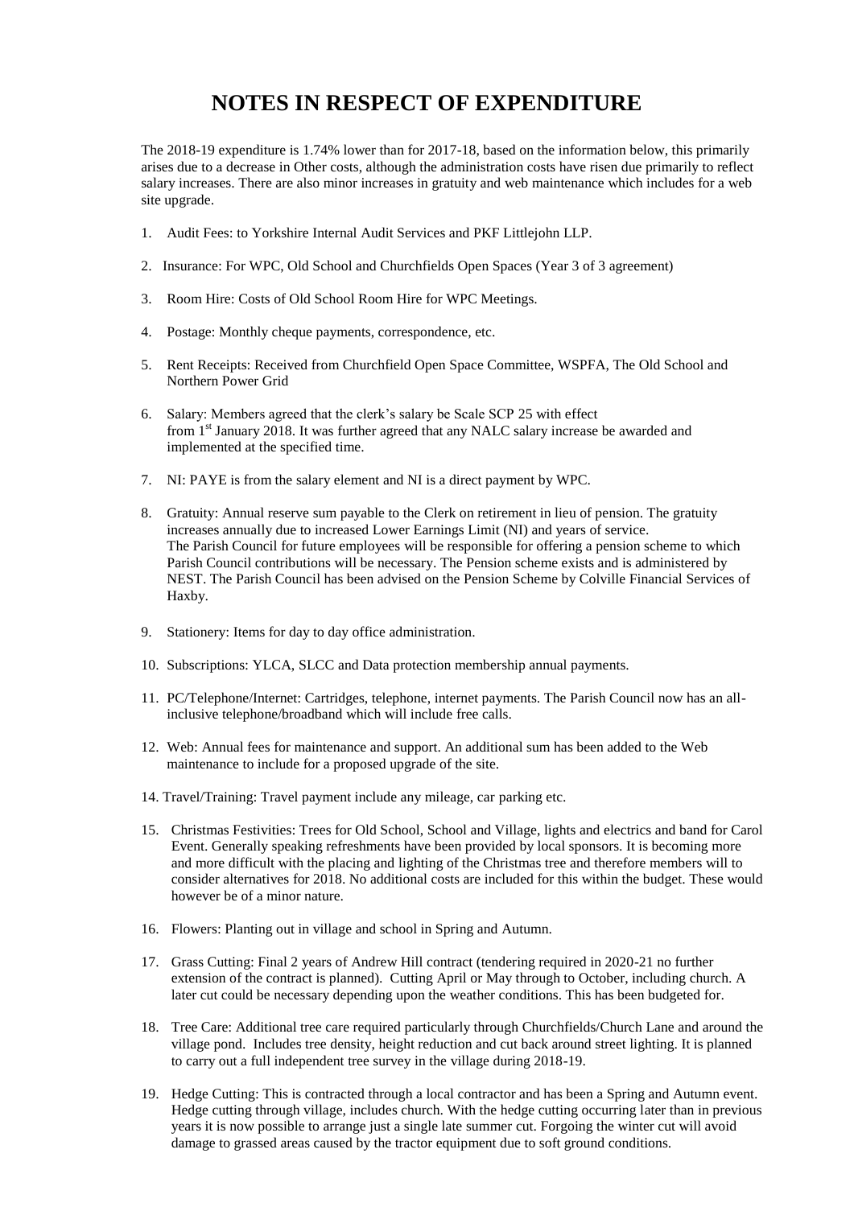# NOTES IN RESPECT OF EXPENDITURE

The 2018-19 expenditure is 1.74% lower than for 2017-18, based on the information below, this primarily arises due to a decrease in Other costs, although the administration costs have risen due primarily to reflect salary increases. There are also minor increases in gratuity and web maintenance which includes for a web site upgrade.

1. Audit Fees: to Yorkshire Internal Audit Services and PKF Littlejohn LLP.

2. Insurance: For WPC, Old School and Churchfields Open Spaces (Year 3 of 3 agreement)

3. Room Hire: Costs of Old School Room Hire for WPC Meetings.

4. Postage: Monthly cheque payments, correspondence, etc.

5. Rent Receipts: Received from Churchfield Open Space Committee, WSPFA, The Old School and Northern Power Grid

6. Salary: Members agreed that the clerk's salary be Scale SCP 25 with effect from 1st January 2018. It was further agreed that any NALC salary increase be awarded and implemented at the specified time.

7. NI: PAYE is from the salary element and NI is a direct payment by WPC.

8. Gratuity: Annual reserve sum payable to the Clerk on retirement in lieu of pension. The gratuity increases annually due to increased Lower Earnings Limit (NI) and years of service. The Parish Council for future employees will be responsible for offering a pension scheme to which Parish Council contributions will be necessary. The Pension scheme exists and is administered by NEST. The Parish Council has been advised on the Pension Scheme by Colville Financial Services of Haxby.

9. Stationery: Items for day to day office administration.

10. Subscriptions: YLCA, SLCC and Data protection membership annual payments.

11. PC/Telephone/Internet: Cartridges, telephone, internet payments. The Parish Council now has an all-inclusive telephone/broadband which will include free calls.

12. Web: Annual fees for maintenance and support. An additional sum has been added to the Web maintenance to include for a proposed upgrade of the site.

14. Travel/Training: Travel payment include any mileage, car parking etc.

15. Christmas Festivities: Trees for Old School, School and Village, lights and electrics and band for Carol Event. Generally speaking refreshments have been provided by local sponsors. It is becoming more and more difficult with the placing and lighting of the Christmas tree and therefore members will to consider alternatives for 2018. No additional costs are included for this within the budget. These would however be of a minor nature.

16. Flowers: Planting out in village and school in Spring and Autumn.

17. Grass Cutting: Final 2 years of Andrew Hill contract (tendering required in 2020-21 no further extension of the contract is planned). Cutting April or May through to October, including church. A later cut could be necessary depending upon the weather conditions. This has been budgeted for.

18. Tree Care: Additional tree care required particularly through Churchfields/Church Lane and around the village pond. Includes tree density, height reduction and cut back around street lighting. It is planned to carry out a full independent tree survey in the village during 2018-19.

19. Hedge Cutting: This is contracted through a local contractor and has been a Spring and Autumn event. Hedge cutting through village, includes church. With the hedge cutting occurring later than in previous years it is now possible to arrange just a single late summer cut. Forgoing the winter cut will avoid damage to grassed areas caused by the tractor equipment due to soft ground conditions.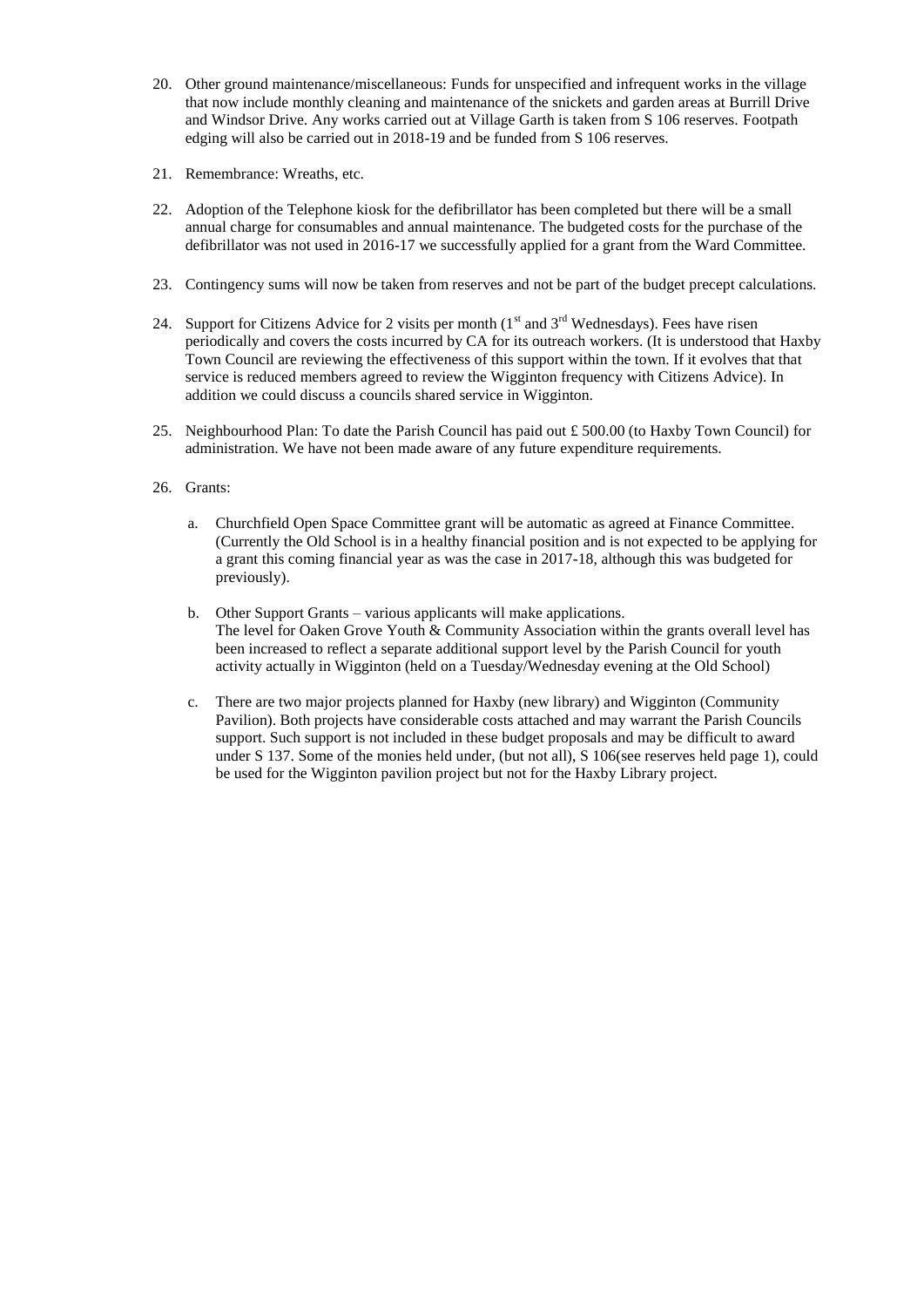20. Other ground maintenance/miscellaneous: Funds for unspecified and infrequent works in the village that now include monthly cleaning and maintenance of the snickets and garden areas at Burrill Drive and Windsor Drive. Any works carried out at Village Garth is taken from S 106 reserves. Footpath edging will also be carried out in 2018-19 and be funded from S 106 reserves.

21. Remembrance: Wreaths, etc.

22. Adoption of the Telephone kiosk for the defibrillator has been completed but there will be a small annual charge for consumables and annual maintenance. The budgeted costs for the purchase of the defibrillator was not used in 2016-17 we successfully applied for a grant from the Ward Committee.

23. Contingency sums will now be taken from reserves and not be part of the budget precept calculations.

24. Support for Citizens Advice for 2 visits per month (1st and 3rd Wednesdays). Fees have risen periodically and covers the costs incurred by CA for its outreach workers. (It is understood that Haxby Town Council are reviewing the effectiveness of this support within the town. If it evolves that that service is reduced members agreed to review the Wigginton frequency with Citizens Advice). In addition we could discuss a councils shared service in Wigginton.

25. Neighbourhood Plan: To date the Parish Council has paid out £ 500.00 (to Haxby Town Council) for administration. We have not been made aware of any future expenditure requirements.

26. Grants:

    a. Churchfield Open Space Committee grant will be automatic as agreed at Finance Committee. (Currently the Old School is in a healthy financial position and is not expected to be applying for a grant this coming financial year as was the case in 2017-18, although this was budgeted for previously).

    b. Other Support Grants – various applicants will make applications.
    The level for Oaken Grove Youth & Community Association within the grants overall level has been increased to reflect a separate additional support level by the Parish Council for youth activity actually in Wigginton (held on a Tuesday/Wednesday evening at the Old School)

    c. There are two major projects planned for Haxby (new library) and Wigginton (Community Pavilion). Both projects have considerable costs attached and may warrant the Parish Councils support. Such support is not included in these budget proposals and may be difficult to award under S 137. Some of the monies held under, (but not all), S 106(see reserves held page 1), could be used for the Wigginton pavilion project but not for the Haxby Library project.